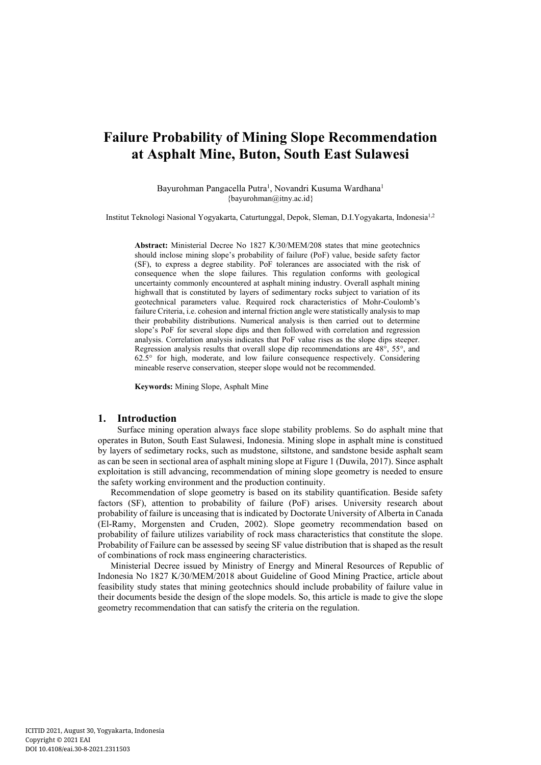# Failure Probability of Mining Slope Recommendation at Asphalt Mine, Buton, South East Sulawesi

Bayurohman Pangacella Putra[1], Novandri Kusuma Wardhana[1]
{bayurohman@itny.ac.id}

Institut Teknologi Nasional Yogyakarta, Caturtunggal, Depok, Sleman, D.I.Yogyakarta, Indonesia[1,2]

**Abstract:** Ministerial Decree No 1827 K/30/MEM/208 states that mine geotechnics should inclose mining slope's probability of failure (PoF) value, beside safety factor (SF), to express a degree stability. PoF tolerances are associated with the risk of consequence when the slope failures. This regulation conforms with geological uncertainty commonly encountered at asphalt mining industry. Overall asphalt mining highwall that is constituted by layers of sedimentary rocks subject to variation of its geotechnical parameters value. Required rock characteristics of Mohr-Coulomb's failure Criteria, i.e. cohesion and internal friction angle were statistically analysis to map their probability distributions. Numerical analysis is then carried out to determine slope's PoF for several slope dips and then followed with correlation and regression analysis. Correlation analysis indicates that PoF value rises as the slope dips steeper. Regression analysis results that overall slope dip recommendations are 48°, 55°, and 62.5° for high, moderate, and low failure consequence respectively. Considering mineable reserve conservation, steeper slope would not be recommended.

**Keywords:** Mining Slope, Asphalt Mine

## 1. Introduction

Surface mining operation always face slope stability problems. So do asphalt mine that operates in Buton, South East Sulawesi, Indonesia. Mining slope in asphalt mine is constitued by layers of sedimetary rocks, such as mudstone, siltstone, and sandstone beside asphalt seam as can be seen in sectional area of asphalt mining slope at Figure 1 (Duwila, 2017). Since asphalt exploitation is still advancing, recommendation of mining slope geometry is needed to ensure the safety working environment and the production continuity.

Recommendation of slope geometry is based on its stability quantification. Beside safety factors (SF), attention to probability of failure (PoF) arises. University research about probability of failure is unceasing that is indicated by Doctorate University of Alberta in Canada (El-Ramy, Morgensten and Cruden, 2002). Slope geometry recommendation based on probability of failure utilizes variability of rock mass characteristics that constitute the slope. Probability of Failure can be assessed by seeing SF value distribution that is shaped as the result of combinations of rock mass engineering characteristics.

Ministerial Decree issued by Ministry of Energy and Mineral Resources of Republic of Indonesia No 1827 K/30/MEM/2018 about Guideline of Good Mining Practice, article about feasibility study states that mining geotechnics should include probability of failure value in their documents beside the design of the slope models. So, this article is made to give the slope geometry recommendation that can satisfy the criteria on the regulation.

ICITID 2021, August 30, Yogyakarta, Indonesia
Copyright © 2021 EAI
DOI 10.4108/eai.30-8-2021.2311503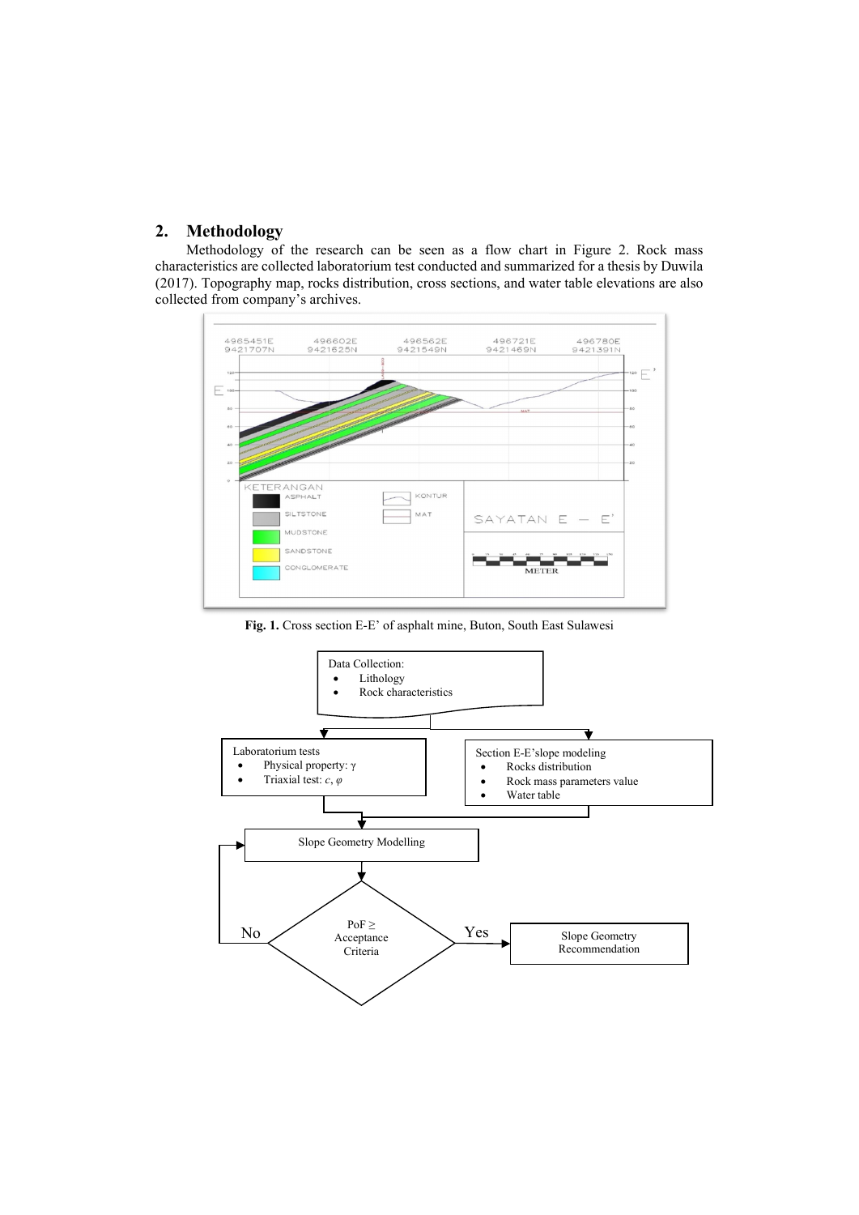## 2. Methodology

Methodology of the research can be seen as a flow chart in Figure 2. Rock mass characteristics are collected laboratorium test conducted and summarized for a thesis by Duwila (2017). Topography map, rocks distribution, cross sections, and water table elevations are also collected from company's archives.

**Fig. 1.** Cross section E-E' of asphalt mine, Buton, South East Sulawesi

Data Collection:
- Lithology
- Rock characteristics

Laboratorium tests
- Physical property: $\gamma$
- Triaxial test: $c$, $\varphi$

Section E-E'slope modeling
- Rocks distribution
- Rock mass parameters value
- Water table

Slope Geometry Modelling

PoF ≥ Acceptance Criteria

No

Yes

Slope Geometry Recommendation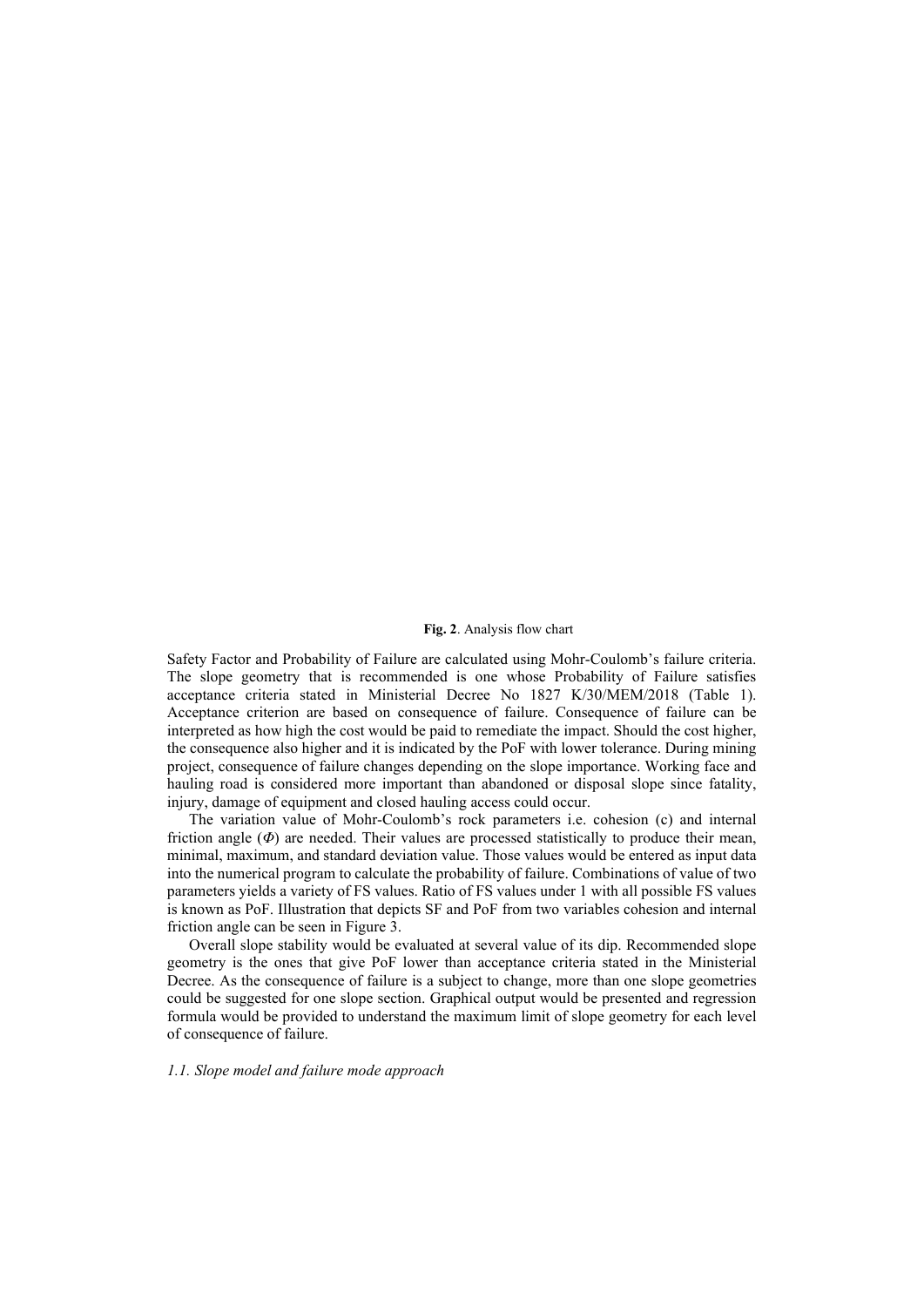**Fig. 2**. Analysis flow chart

Safety Factor and Probability of Failure are calculated using Mohr-Coulomb's failure criteria. The slope geometry that is recommended is one whose Probability of Failure satisfies acceptance criteria stated in Ministerial Decree No 1827 K/30/MEM/2018 (Table 1). Acceptance criterion are based on consequence of failure. Consequence of failure can be interpreted as how high the cost would be paid to remediate the impact. Should the cost higher, the consequence also higher and it is indicated by the PoF with lower tolerance. During mining project, consequence of failure changes depending on the slope importance. Working face and hauling road is considered more important than abandoned or disposal slope since fatality, injury, damage of equipment and closed hauling access could occur.

The variation value of Mohr-Coulomb's rock parameters i.e. cohesion (c) and internal friction angle ($\Phi$) are needed. Their values are processed statistically to produce their mean, minimal, maximum, and standard deviation value. Those values would be entered as input data into the numerical program to calculate the probability of failure. Combinations of value of two parameters yields a variety of FS values. Ratio of FS values under 1 with all possible FS values is known as PoF. Illustration that depicts SF and PoF from two variables cohesion and internal friction angle can be seen in Figure 3.

Overall slope stability would be evaluated at several value of its dip. Recommended slope geometry is the ones that give PoF lower than acceptance criteria stated in the Ministerial Decree. As the consequence of failure is a subject to change, more than one slope geometries could be suggested for one slope section. Graphical output would be presented and regression formula would be provided to understand the maximum limit of slope geometry for each level of consequence of failure.

### *1.1. Slope model and failure mode approach*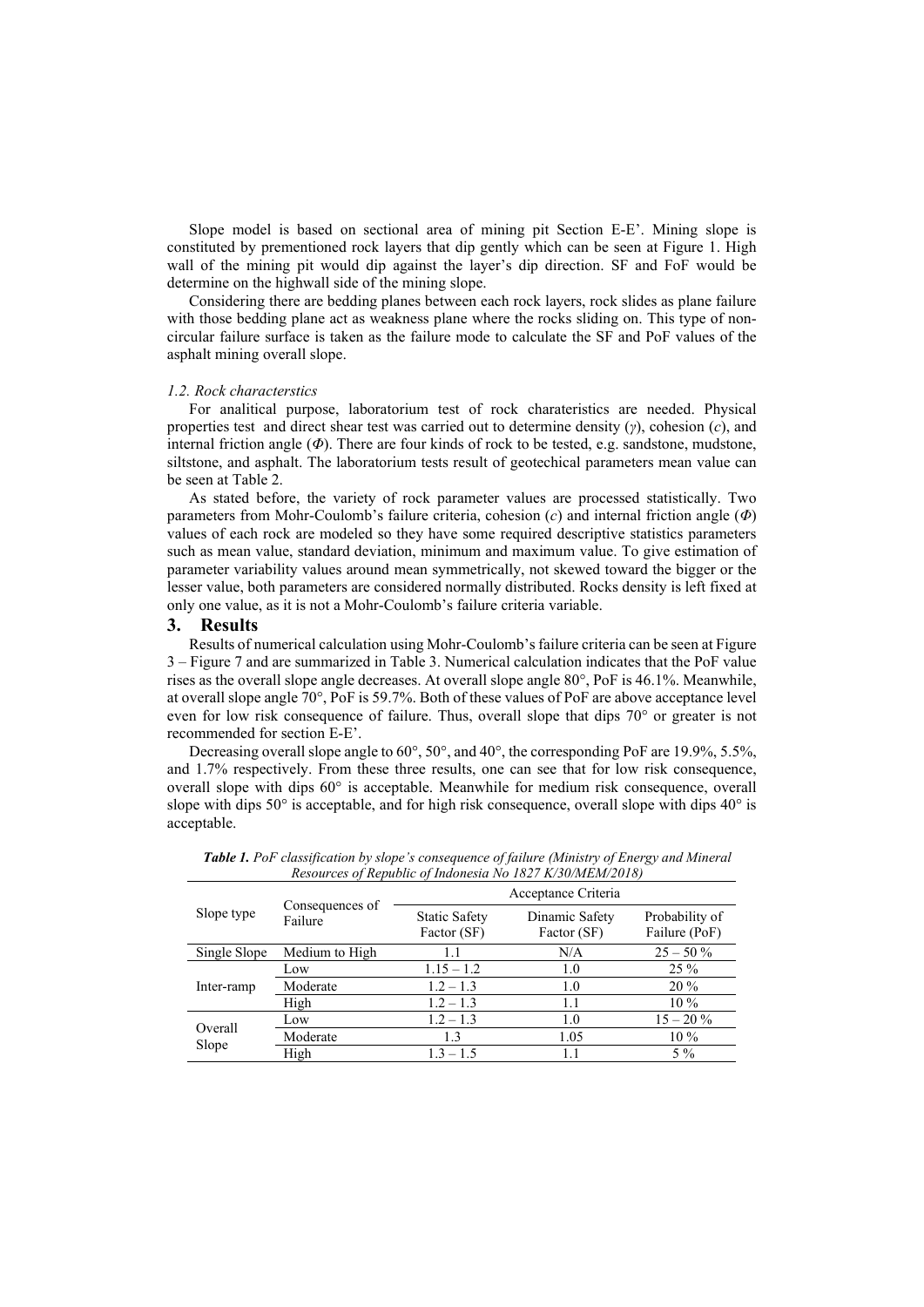Slope model is based on sectional area of mining pit Section E-E'. Mining slope is constituted by prementioned rock layers that dip gently which can be seen at Figure 1. High wall of the mining pit would dip against the layer's dip direction. SF and FoF would be determine on the highwall side of the mining slope.

Considering there are bedding planes between each rock layers, rock slides as plane failure with those bedding plane act as weakness plane where the rocks sliding on. This type of non-circular failure surface is taken as the failure mode to calculate the SF and PoF values of the asphalt mining overall slope.

### *1.2. Rock characterstics*

For analitical purpose, laboratorium test of rock charateristics are needed. Physical properties test and direct shear test was carried out to determine density ($\gamma$), cohesion ($c$), and internal friction angle ($\Phi$). There are four kinds of rock to be tested, e.g. sandstone, mudstone, siltstone, and asphalt. The laboratorium tests result of geotechical parameters mean value can be seen at Table 2.

As stated before, the variety of rock parameter values are processed statistically. Two parameters from Mohr-Coulomb's failure criteria, cohesion ($c$) and internal friction angle ($\Phi$) values of each rock are modeled so they have some required descriptive statistics parameters such as mean value, standard deviation, minimum and maximum value. To give estimation of parameter variability values around mean symmetrically, not skewed toward the bigger or the lesser value, both parameters are considered normally distributed. Rocks density is left fixed at only one value, as it is not a Mohr-Coulomb's failure criteria variable.

## 3. Results

Results of numerical calculation using Mohr-Coulomb's failure criteria can be seen at Figure 3 – Figure 7 and are summarized in Table 3. Numerical calculation indicates that the PoF value rises as the overall slope angle decreases. At overall slope angle 80°, PoF is 46.1%. Meanwhile, at overall slope angle 70°, PoF is 59.7%. Both of these values of PoF are above acceptance level even for low risk consequence of failure. Thus, overall slope that dips 70° or greater is not recommended for section E-E'.

Decreasing overall slope angle to 60°, 50°, and 40°, the corresponding PoF are 19.9%, 5.5%, and 1.7% respectively. From these three results, one can see that for low risk consequence, overall slope with dips 60° is acceptable. Meanwhile for medium risk consequence, overall slope with dips 50° is acceptable, and for high risk consequence, overall slope with dips 40° is acceptable.

***Table 1.*** *PoF classification by slope's consequence of failure (Ministry of Energy and Mineral Resources of Republic of Indonesia No 1827 K/30/MEM/2018)*

| Slope type | Consequences of Failure | Acceptance Criteria | | |
|---|---|---|---|---|
| | | Static Safety Factor (SF) | Dinamic Safety Factor (SF) | Probability of Failure (PoF) |
| Single Slope | Medium to High | 1.1 | N/A | 25 – 50 % |
| Inter-ramp | Low | 1.15 – 1.2 | 1.0 | 25 % |
| | Moderate | 1.2 – 1.3 | 1.0 | 20 % |
| | High | 1.2 – 1.3 | 1.1 | 10 % |
| Overall Slope | Low | 1.2 – 1.3 | 1.0 | 15 – 20 % |
| | Moderate | 1.3 | 1.05 | 10 % |
| | High | 1.3 – 1.5 | 1.1 | 5 % |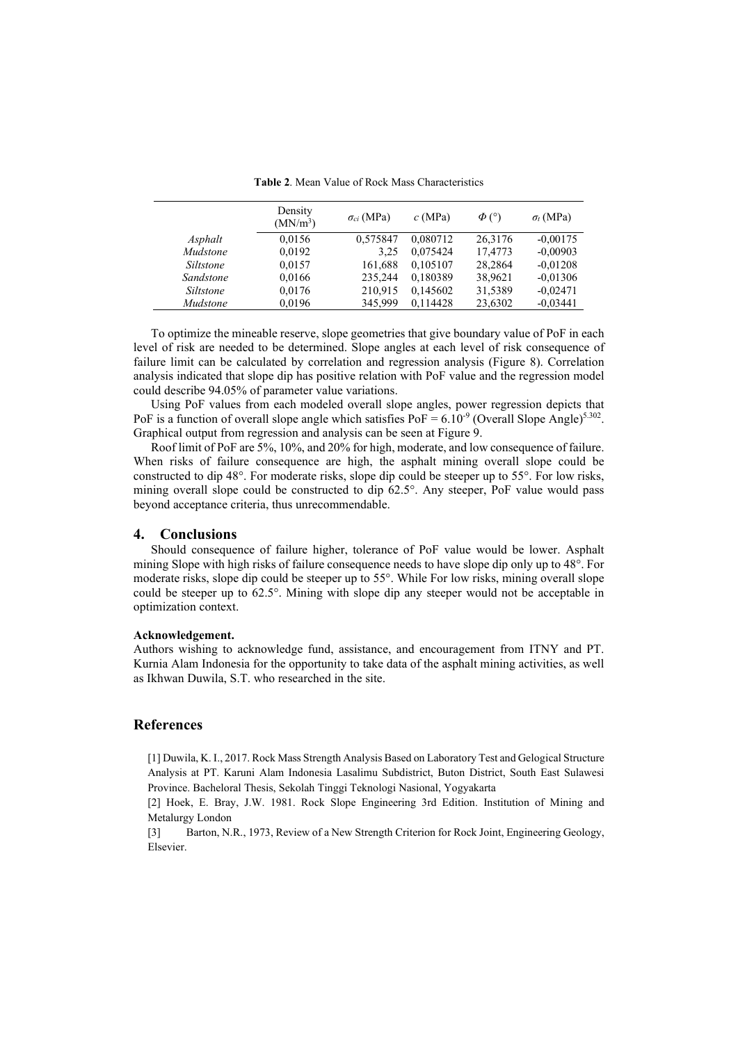**Table 2**. Mean Value of Rock Mass Characteristics

| | Density ($MN/m^3$) | $\sigma_{ci}$ (MPa) | $c$ (MPa) | $\Phi$ (°) | $\sigma_t$ (MPa) |
|---|---|---|---|---|---|
| *Asphalt* | 0,0156 | 0,575847 | 0,080712 | 26,3176 | -0,00175 |
| *Mudstone* | 0,0192 | 3,25 | 0,075424 | 17,4773 | -0,00903 |
| *Siltstone* | 0,0157 | 161,688 | 0,105107 | 28,2864 | -0,01208 |
| *Sandstone* | 0,0166 | 235,244 | 0,180389 | 38,9621 | -0,01306 |
| *Siltstone* | 0,0176 | 210,915 | 0,145602 | 31,5389 | -0,02471 |
| *Mudstone* | 0,0196 | 345,999 | 0,114428 | 23,6302 | -0,03441 |

To optimize the mineable reserve, slope geometries that give boundary value of PoF in each level of risk are needed to be determined. Slope angles at each level of risk consequence of failure limit can be calculated by correlation and regression analysis (Figure 8). Correlation analysis indicated that slope dip has positive relation with PoF value and the regression model could describe 94.05% of parameter value variations.

Using PoF values from each modeled overall slope angles, power regression depicts that PoF is a function of overall slope angle which satisfies $\text{PoF} = 6.10^{-9}\ (\text{Overall Slope Angle})^{5.302}$. Graphical output from regression and analysis can be seen at Figure 9.

Roof limit of PoF are 5%, 10%, and 20% for high, moderate, and low consequence of failure. When risks of failure consequence are high, the asphalt mining overall slope could be constructed to dip 48°. For moderate risks, slope dip could be steeper up to 55°. For low risks, mining overall slope could be constructed to dip 62.5°. Any steeper, PoF value would pass beyond acceptance criteria, thus unrecommendable.

## 4. Conclusions

Should consequence of failure higher, tolerance of PoF value would be lower. Asphalt mining Slope with high risks of failure consequence needs to have slope dip only up to 48°. For moderate risks, slope dip could be steeper up to 55°. While For low risks, mining overall slope could be steeper up to 62.5°. Mining with slope dip any steeper would not be acceptable in optimization context.

**Acknowledgement.**

Authors wishing to acknowledge fund, assistance, and encouragement from ITNY and PT. Kurnia Alam Indonesia for the opportunity to take data of the asphalt mining activities, as well as Ikhwan Duwila, S.T. who researched in the site.

## References

[1] Duwila, K. I., 2017. Rock Mass Strength Analysis Based on Laboratory Test and Gelogical Structure Analysis at PT. Karuni Alam Indonesia Lasalimu Subdistrict, Buton District, South East Sulawesi Province. Bacheloral Thesis, Sekolah Tinggi Teknologi Nasional, Yogyakarta

[2] Hoek, E. Bray, J.W. 1981. Rock Slope Engineering 3rd Edition. Institution of Mining and Metalurgy London

[3] Barton, N.R., 1973, Review of a New Strength Criterion for Rock Joint, Engineering Geology, Elsevier.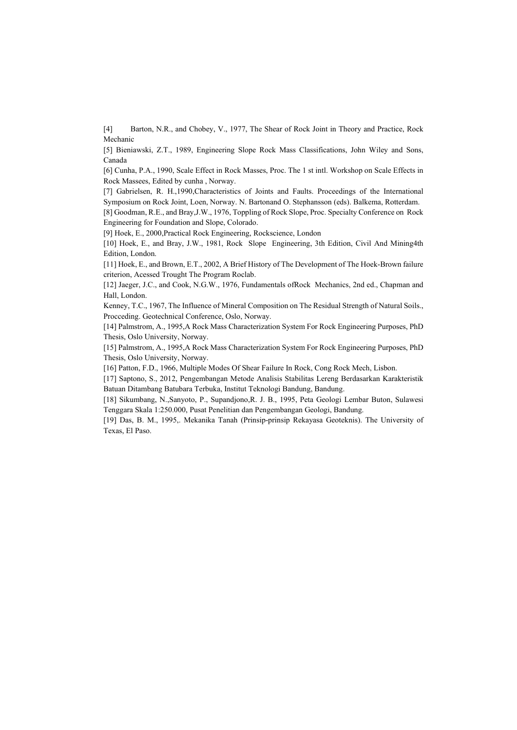[4] Barton, N.R., and Chobey, V., 1977, The Shear of Rock Joint in Theory and Practice, Rock Mechanic

[5] Bieniawski, Z.T., 1989, Engineering Slope Rock Mass Classifications, John Wiley and Sons, Canada

[6] Cunha, P.A., 1990, Scale Effect in Rock Masses, Proc. The 1 st intl. Workshop on Scale Effects in Rock Massees, Edited by cunha , Norway.

[7] Gabrielsen, R. H.,1990,Characteristics of Joints and Faults. Proceedings of the International Symposium on Rock Joint, Loen, Norway. N. Bartonand O. Stephansson (eds). Balkema, Rotterdam.

[8] Goodman, R.E., and Bray,J.W., 1976, Toppling of Rock Slope, Proc. Specialty Conference on Rock Engineering for Foundation and Slope, Colorado.

[9] Hoek, E., 2000,Practical Rock Engineering, Rockscience, London

[10] Hoek, E., and Bray, J.W., 1981, Rock Slope Engineering, 3th Edition, Civil And Mining4th Edition, London.

[11] Hoek, E., and Brown, E.T., 2002, A Brief History of The Development of The Hoek-Brown failure criterion, Acessed Trought The Program Roclab.

[12] Jaeger, J.C., and Cook, N.G.W., 1976, Fundamentals ofRock Mechanics, 2nd ed., Chapman and Hall, London.

Kenney, T.C., 1967, The Influence of Mineral Composition on The Residual Strength of Natural Soils., Procceding. Geotechnical Conference, Oslo, Norway.

[14] Palmstrom, A., 1995,A Rock Mass Characterization System For Rock Engineering Purposes, PhD Thesis, Oslo University, Norway.

[15] Palmstrom, A., 1995,A Rock Mass Characterization System For Rock Engineering Purposes, PhD Thesis, Oslo University, Norway.

[16] Patton, F.D., 1966, Multiple Modes Of Shear Failure In Rock, Cong Rock Mech, Lisbon.

[17] Saptono, S., 2012, Pengembangan Metode Analisis Stabilitas Lereng Berdasarkan Karakteristik Batuan Ditambang Batubara Terbuka, Institut Teknologi Bandung, Bandung.

[18] Sikumbang, N.,Sanyoto, P., Supandjono,R. J. B., 1995, Peta Geologi Lembar Buton, Sulawesi Tenggara Skala 1:250.000, Pusat Penelitian dan Pengembangan Geologi, Bandung.

[19] Das, B. M., 1995,. Mekanika Tanah (Prinsip-prinsip Rekayasa Geoteknis). The University of Texas, El Paso.